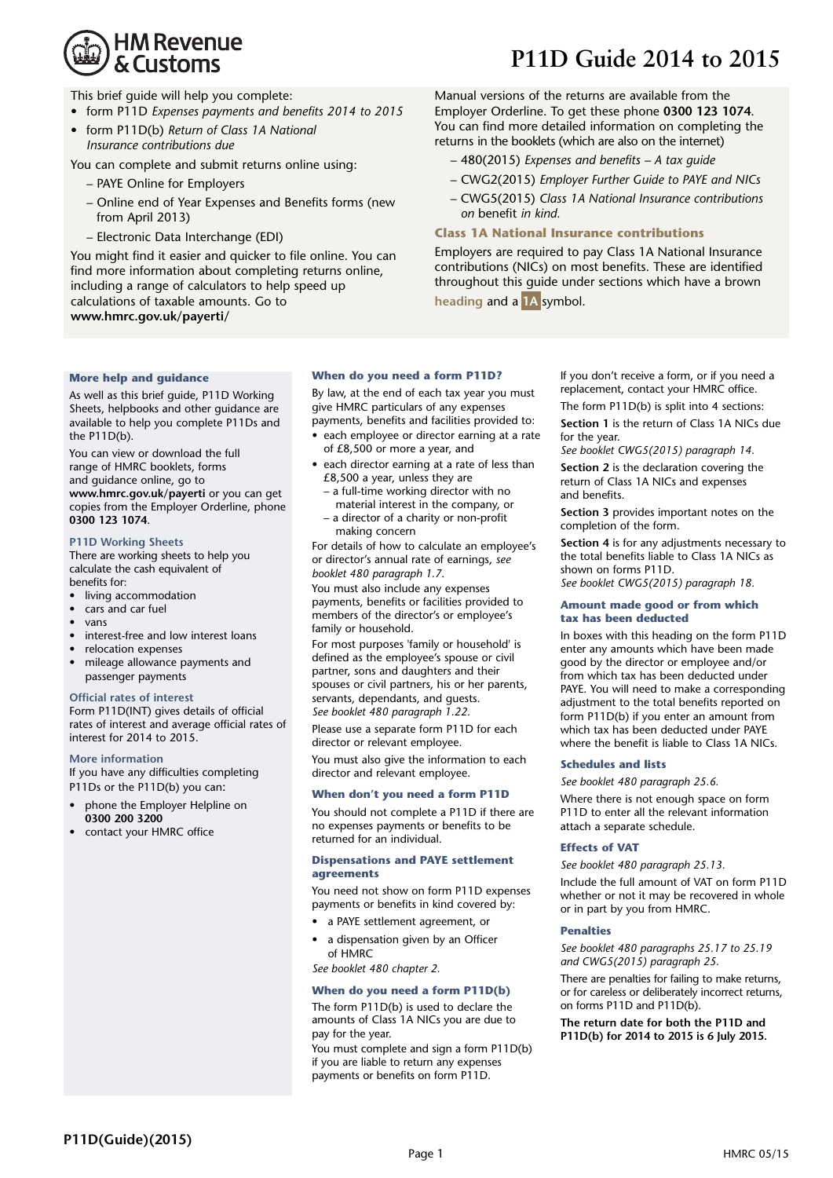# P11D Guide 2014 to 2015

This brief guide will help you complete:

- form P11D *Expenses payments and benefits 2014 to 2015*
- form P11D(b) *Return of Class 1A National Insurance contributions due*

You can complete and submit returns online using:

- PAYE Online for Employers
- Online end of Year Expenses and Benefits forms (new from April 2013)
- Electronic Data Interchange (EDI)

You might find it easier and quicker to file online. You can find more information about completing returns online, including a range of calculators to help speed up calculations of taxable amounts. Go to **www.hmrc.gov.uk/payerti/**

Manual versions of the returns are available from the Employer Orderline. To get these phone **0300 123 1074**. You can find more detailed information on completing the returns in the booklets (which are also on the internet)

- 480(2015) *Expenses and benefits – A tax guide*
- CWG2(2015) *Employer Further Guide to PAYE and NICs*
- CWG5(2015) *Class 1A National Insurance contributions on* benefit *in kind.*

### Class 1A National Insurance contributions

Employers are required to pay Class 1A National Insurance contributions (NICs) on most benefits. These are identified throughout this guide under sections which have a brown **heading** and a **1A** symbol.

### More help and guidance

As well as this brief guide, P11D Working Sheets, helpbooks and other guidance are available to help you complete P11Ds and the P11D(b).

You can view or download the full range of HMRC booklets, forms and guidance online, go to **www.hmrc.gov.uk/payerti** or you can get copies from the Employer Orderline, phone **0300 123 1074**.

#### P11D Working Sheets

There are working sheets to help you calculate the cash equivalent of benefits for:

- living accommodation
- cars and car fuel
- vans
- interest-free and low interest loans
- relocation expenses
- mileage allowance payments and passenger payments

#### Official rates of interest

Form P11D(INT) gives details of official rates of interest and average official rates of interest for 2014 to 2015.

#### More information

If you have any difficulties completing P11Ds or the P11D(b) you can:

- phone the Employer Helpline on **0300 200 3200**
- contact your HMRC office

### When do you need a form P11D?

By law, at the end of each tax year you must give HMRC particulars of any expenses payments, benefits and facilities provided to:

- each employee or director earning at a rate of £8,500 or more a year, and
- each director earning at a rate of less than £8,500 a year, unless they are
  - a full-time working director with no material interest in the company, or
  - a director of a charity or non-profit making concern

For details of how to calculate an employee's or director's annual rate of earnings, *see booklet 480 paragraph 1.7*.

You must also include any expenses payments, benefits or facilities provided to members of the director's or employee's family or household.

For most purposes 'family or household' is defined as the employee's spouse or civil partner, sons and daughters and their spouses or civil partners, his or her parents, servants, dependants, and guests.
*See booklet 480 paragraph 1.22.*

Please use a separate form P11D for each director or relevant employee.

You must also give the information to each director and relevant employee.

### When don't you need a form P11D

You should not complete a P11D if there are no expenses payments or benefits to be returned for an individual.

### Dispensations and PAYE settlement agreements

You need not show on form P11D expenses payments or benefits in kind covered by:

- a PAYE settlement agreement, or
- a dispensation given by an Officer of HMRC

*See booklet 480 chapter 2.*

### When do you need a form P11D(b)

The form P11D(b) is used to declare the amounts of Class 1A NICs you are due to pay for the year.

You must complete and sign a form P11D(b) if you are liable to return any expenses payments or benefits on form P11D.

If you don't receive a form, or if you need a replacement, contact your HMRC office.

The form P11D(b) is split into 4 sections:

**Section 1** is the return of Class 1A NICs due for the year.
*See booklet CWG5(2015) paragraph 14.*

**Section 2** is the declaration covering the return of Class 1A NICs and expenses and benefits.

**Section 3** provides important notes on the completion of the form.

**Section 4** is for any adjustments necessary to the total benefits liable to Class 1A NICs as shown on forms P11D.
*See booklet CWG5(2015) paragraph 18.*

### Amount made good or from which tax has been deducted

In boxes with this heading on the form P11D enter any amounts which have been made good by the director or employee and/or from which tax has been deducted under PAYE. You will need to make a corresponding adjustment to the total benefits reported on form P11D(b) if you enter an amount from which tax has been deducted under PAYE where the benefit is liable to Class 1A NICs.

### Schedules and lists

*See booklet 480 paragraph 25.6.*

Where there is not enough space on form P11D to enter all the relevant information attach a separate schedule.

### Effects of VAT

*See booklet 480 paragraph 25.13.*

Include the full amount of VAT on form P11D whether or not it may be recovered in whole or in part by you from HMRC.

### Penalties

*See booklet 480 paragraphs 25.17 to 25.19 and CWG5(2015) paragraph 25.*

There are penalties for failing to make returns, or for careless or deliberately incorrect returns, on forms P11D and P11D(b).

**The return date for both the P11D and P11D(b) for 2014 to 2015 is 6 July 2015.**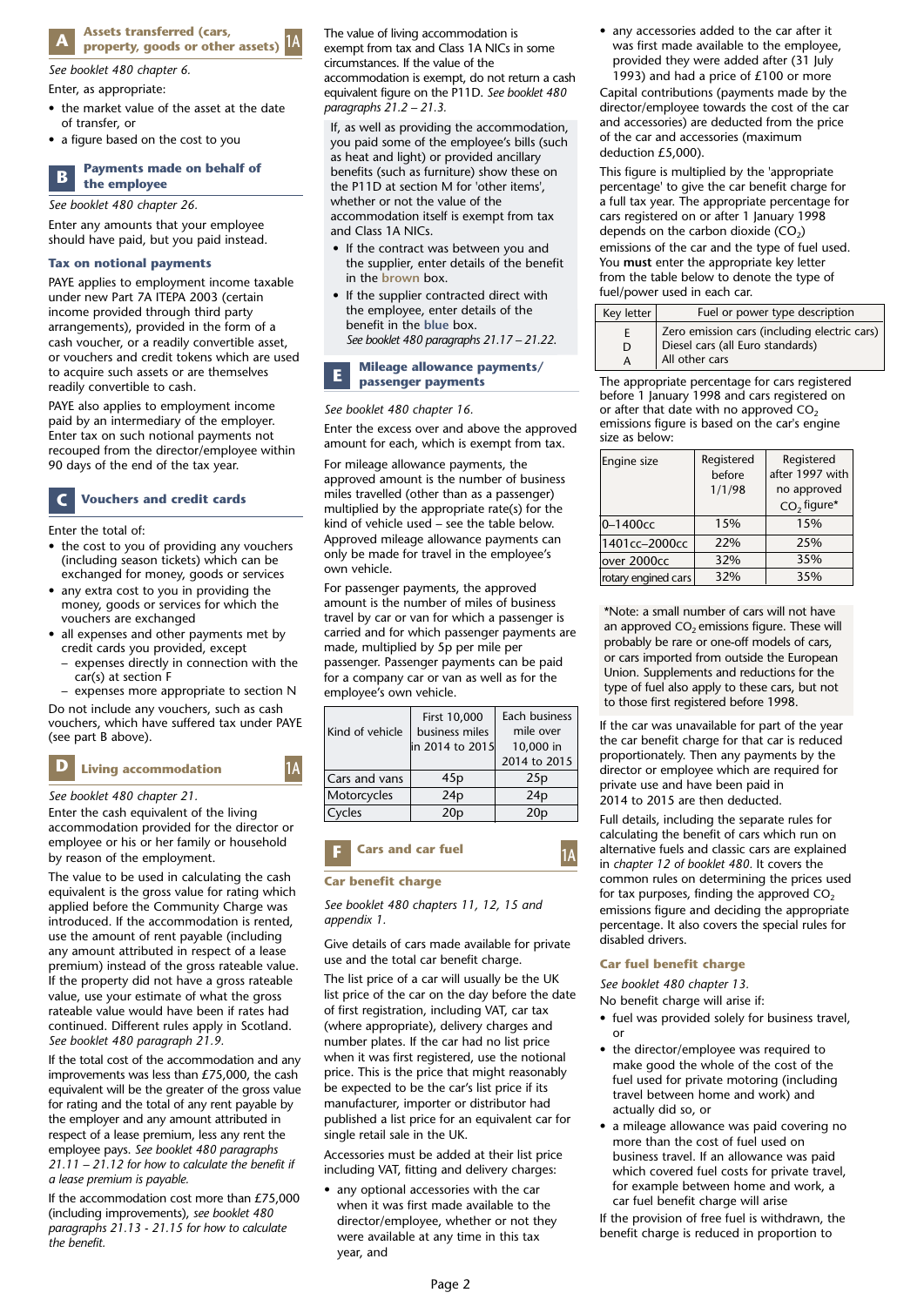## A Assets transferred (cars, property, goods or other assets) 1A

*See booklet 480 chapter 6.*

Enter, as appropriate:

- the market value of the asset at the date of transfer, or
- a figure based on the cost to you

## B Payments made on behalf of the employee

*See booklet 480 chapter 26.*

Enter any amounts that your employee should have paid, but you paid instead.

### Tax on notional payments

PAYE applies to employment income taxable under new Part 7A ITEPA 2003 (certain income provided through third party arrangements), provided in the form of a cash voucher, or a readily convertible asset, or vouchers and credit tokens which are used to acquire such assets or are themselves readily convertible to cash.

PAYE also applies to employment income paid by an intermediary of the employer. Enter tax on such notional payments not recouped from the director/employee within 90 days of the end of the tax year.

## C Vouchers and credit cards

Enter the total of:

- the cost to you of providing any vouchers (including season tickets) which can be exchanged for money, goods or services
- any extra cost to you in providing the money, goods or services for which the vouchers are exchanged
- all expenses and other payments met by credit cards you provided, except
  - expenses directly in connection with the car(s) at section F
  - expenses more appropriate to section N

Do not include any vouchers, such as cash vouchers, which have suffered tax under PAYE (see part B above).

## D Living accommodation 1A

*See booklet 480 chapter 21.*

Enter the cash equivalent of the living accommodation provided for the director or employee or his or her family or household by reason of the employment.

The value to be used in calculating the cash equivalent is the gross value for rating which applied before the Community Charge was introduced. If the accommodation is rented, use the amount of rent payable (including any amount attributed in respect of a lease premium) instead of the gross rateable value. If the property did not have a gross rateable value, use your estimate of what the gross rateable value would have been if rates had continued. Different rules apply in Scotland. *See booklet 480 paragraph 21.9.*

If the total cost of the accommodation and any improvements was less than £75,000, the cash equivalent will be the greater of the gross value for rating and the total of any rent payable by the employer and any amount attributed in respect of a lease premium, less any rent the employee pays. *See booklet 480 paragraphs 21.11 – 21.12 for how to calculate the benefit if a lease premium is payable.*

If the accommodation cost more than £75,000 (including improvements), *see booklet 480 paragraphs 21.13 - 21.15 for how to calculate the benefit.*

The value of living accommodation is exempt from tax and Class 1A NICs in some circumstances. If the value of the accommodation is exempt, do not return a cash equivalent figure on the P11D. *See booklet 480 paragraphs 21.2 – 21.3.*

If, as well as providing the accommodation, you paid some of the employee's bills (such as heat and light) or provided ancillary benefits (such as furniture) show these on the P11D at section M for 'other items', whether or not the value of the accommodation itself is exempt from tax and Class 1A NICs.

- If the contract was between you and the supplier, enter details of the benefit in the **brown** box.
- If the supplier contracted direct with the employee, enter details of the benefit in the **blue** box.
  *See booklet 480 paragraphs 21.17 – 21.22.*

## E Mileage allowance payments/ passenger payments

*See booklet 480 chapter 16.*

Enter the excess over and above the approved amount for each, which is exempt from tax.

For mileage allowance payments, the approved amount is the number of business miles travelled (other than as a passenger) multiplied by the appropriate rate(s) for the kind of vehicle used – see the table below. Approved mileage allowance payments can only be made for travel in the employee's own vehicle.

For passenger payments, the approved amount is the number of miles of business travel by car or van for which a passenger is carried and for which passenger payments are made, multiplied by 5p per mile per passenger. Passenger payments can be paid for a company car or van as well as for the employee's own vehicle.

| Kind of vehicle | First 10,000 business miles in 2014 to 2015 | Each business mile over 10,000 in 2014 to 2015 |
|---|---|---|
| Cars and vans | 45p | 25p |
| Motorcycles | 24p | 24p |
| Cycles | 20p | 20p |

## F Cars and car fuel 1A

### Car benefit charge

*See booklet 480 chapters 11, 12, 15 and appendix 1.*

Give details of cars made available for private use and the total car benefit charge.

The list price of a car will usually be the UK list price of the car on the day before the date of first registration, including VAT, car tax (where appropriate), delivery charges and number plates. If the car had no list price when it was first registered, use the notional price. This is the price that might reasonably be expected to be the car's list price if its manufacturer, importer or distributor had published a list price for an equivalent car for single retail sale in the UK.

Accessories must be added at their list price including VAT, fitting and delivery charges:

- any optional accessories with the car when it was first made available to the director/employee, whether or not they were available at any time in this tax year, and
- any accessories added to the car after it was first made available to the employee, provided they were added after (31 July 1993) and had a price of £100 or more

Capital contributions (payments made by the director/employee towards the cost of the car and accessories) are deducted from the price of the car and accessories (maximum deduction £5,000).

This figure is multiplied by the 'appropriate percentage' to give the car benefit charge for a full tax year. The appropriate percentage for cars registered on or after 1 January 1998 depends on the carbon dioxide ($CO_2$) emissions of the car and the type of fuel used. You **must** enter the appropriate key letter from the table below to denote the type of fuel/power used in each car.

| Key letter | Fuel or power type description |
|---|---|
| E | Zero emission cars (including electric cars) |
| D | Diesel cars (all Euro standards) |
| A | All other cars |

The appropriate percentage for cars registered before 1 January 1998 and cars registered on or after that date with no approved $CO_2$ emissions figure is based on the car's engine size as below:

| Engine size | Registered before 1/1/98 | Registered after 1997 with no approved $CO_2$ figure* |
|---|---|---|
| 0–1400cc | 15% | 15% |
| 1401cc–2000cc | 22% | 25% |
| over 2000cc | 32% | 35% |
| rotary engined cars | 32% | 35% |

*Note: a small number of cars will not have an approved $CO_2$ emissions figure. These will probably be rare or one-off models of cars, or cars imported from outside the European Union. Supplements and reductions for the type of fuel also apply to these cars, but not to those first registered before 1998.

If the car was unavailable for part of the year the car benefit charge for that car is reduced proportionately. Then any payments by the director or employee which are required for private use and have been paid in 2014 to 2015 are then deducted.

Full details, including the separate rules for calculating the benefit of cars which run on alternative fuels and classic cars are explained in *chapter 12 of booklet 480*. It covers the common rules on determining the prices used for tax purposes, finding the approved $CO_2$ emissions figure and deciding the appropriate percentage. It also covers the special rules for disabled drivers.

### Car fuel benefit charge

*See booklet 480 chapter 13.*

No benefit charge will arise if:

- fuel was provided solely for business travel, or
- the director/employee was required to make good the whole of the cost of the fuel used for private motoring (including travel between home and work) and actually did so, or
- a mileage allowance was paid covering no more than the cost of fuel used on business travel. If an allowance was paid which covered fuel costs for private travel, for example between home and work, a car fuel benefit charge will arise

If the provision of free fuel is withdrawn, the benefit charge is reduced in proportion to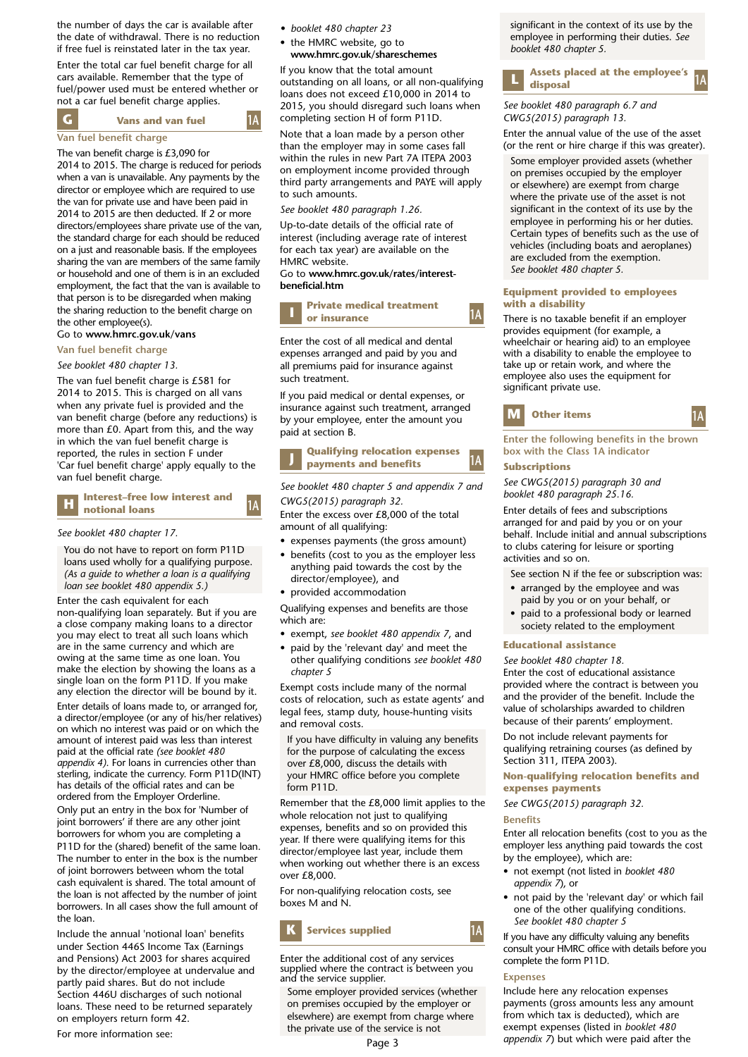the number of days the car is available after the date of withdrawal. There is no reduction if free fuel is reinstated later in the tax year.

Enter the total car fuel benefit charge for all cars available. Remember that the type of fuel/power used must be entered whether or not a car fuel benefit charge applies.

## G Vans and van fuel 1A

### Van fuel benefit charge

The van benefit charge is £3,090 for 2014 to 2015. The charge is reduced for periods when a van is unavailable. Any payments by the director or employee which are required to use the van for private use and have been paid in 2014 to 2015 are then deducted. If 2 or more directors/employees share private use of the van, the standard charge for each should be reduced on a just and reasonable basis. If the employees sharing the van are members of the same family or household and one of them is in an excluded employment, the fact that the van is available to that person is to be disregarded when making the sharing reduction to the benefit charge on the other employee(s).
Go to **www.hmrc.gov.uk/vans**

### Van fuel benefit charge

*See booklet 480 chapter 13.*

The van fuel benefit charge is £581 for 2014 to 2015. This is charged on all vans when any private fuel is provided and the van benefit charge (before any reductions) is more than £0. Apart from this, and the way in which the van fuel benefit charge is reported, the rules in section F under 'Car fuel benefit charge' apply equally to the van fuel benefit charge.

## H Interest–free low interest and notional loans 1A

*See booklet 480 chapter 17.*

You do not have to report on form P11D loans used wholly for a qualifying purpose. *(As a guide to whether a loan is a qualifying loan see booklet 480 appendix 5.)*

Enter the cash equivalent for each non-qualifying loan separately. But if you are a close company making loans to a director you may elect to treat all such loans which are in the same currency and which are owing at the same time as one loan. You make the election by showing the loans as a single loan on the form P11D. If you make any election the director will be bound by it.

Enter details of loans made to, or arranged for, a director/employee (or any of his/her relatives) on which no interest was paid or on which the amount of interest paid was less than interest paid at the official rate *(see booklet 480 appendix 4)*. For loans in currencies other than sterling, indicate the currency. Form P11D(INT) has details of the official rates and can be ordered from the Employer Orderline.
Only put an entry in the box for 'Number of joint borrowers' if there are any other joint borrowers for whom you are completing a P11D for the (shared) benefit of the same loan. The number to enter in the box is the number of joint borrowers between whom the total cash equivalent is shared. The total amount of the loan is not affected by the number of joint borrowers. In all cases show the full amount of the loan.

Include the annual 'notional loan' benefits under Section 446S Income Tax (Earnings and Pensions) Act 2003 for shares acquired by the director/employee at undervalue and partly paid shares. But do not include Section 446U discharges of such notional loans. These need to be returned separately on employers return form 42.

For more information see:

- *booklet 480 chapter 23*
- the HMRC website, go to **www.hmrc.gov.uk/shareschemes**

If you know that the total amount outstanding on all loans, or all non-qualifying loans does not exceed £10,000 in 2014 to 2015, you should disregard such loans when completing section H of form P11D.

Note that a loan made by a person other than the employer may in some cases fall within the rules in new Part 7A ITEPA 2003 on employment income provided through third party arrangements and PAYE will apply to such amounts.

*See booklet 480 paragraph 1.26.*

Up-to-date details of the official rate of interest (including average rate of interest for each tax year) are available on the HMRC website.
Go to **www.hmrc.gov.uk/rates/interest-beneficial.htm**

## I Private medical treatment or insurance 1A

Enter the cost of all medical and dental expenses arranged and paid by you and all premiums paid for insurance against such treatment.

If you paid medical or dental expenses, or insurance against such treatment, arranged by your employee, enter the amount you paid at section B.

## J Qualifying relocation expenses payments and benefits 1A

*See booklet 480 chapter 5 and appendix 7 and CWG5(2015) paragraph 32.*
Enter the excess over £8,000 of the total amount of all qualifying:

- expenses payments (the gross amount)
- benefits (cost to you as the employer less anything paid towards the cost by the director/employee), and
- provided accommodation

Qualifying expenses and benefits are those which are:

- exempt, *see booklet 480 appendix 7*, and
- paid by the 'relevant day' and meet the other qualifying conditions *see booklet 480 chapter 5*

Exempt costs include many of the normal costs of relocation, such as estate agents' and legal fees, stamp duty, house-hunting visits and removal costs.

If you have difficulty in valuing any benefits for the purpose of calculating the excess over £8,000, discuss the details with your HMRC office before you complete form P11D.

Remember that the £8,000 limit applies to the whole relocation not just to qualifying expenses, benefits and so on provided this year. If there were qualifying items for this director/employee last year, include them when working out whether there is an excess over £8,000.

For non-qualifying relocation costs, see boxes M and N.

## K Services supplied 1A

Enter the additional cost of any services supplied where the contract is between you and the service supplier.

Some employer provided services (whether on premises occupied by the employer or elsewhere) are exempt from charge where the private use of the service is not significant in the context of its use by the employee in performing their duties. *See booklet 480 chapter 5.*

## L Assets placed at the employee's disposal 1A

*See booklet 480 paragraph 6.7 and CWG5(2015) paragraph 13.*

Enter the annual value of the use of the asset (or the rent or hire charge if this was greater).

Some employer provided assets (whether on premises occupied by the employer or elsewhere) are exempt from charge where the private use of the asset is not significant in the context of its use by the employee in performing his or her duties. Certain types of benefits such as the use of vehicles (including boats and aeroplanes) are excluded from the exemption.
*See booklet 480 chapter 5.*

### Equipment provided to employees with a disability

There is no taxable benefit if an employer provides equipment (for example, a wheelchair or hearing aid) to an employee with a disability to enable the employee to take up or retain work, and where the employee also uses the equipment for significant private use.

## M Other items 1A

### Enter the following benefits in the brown box with the Class 1A indicator

### Subscriptions

*See CWG5(2015) paragraph 30 and booklet 480 paragraph 25.16.*

Enter details of fees and subscriptions arranged for and paid by you or on your behalf. Include initial and annual subscriptions to clubs catering for leisure or sporting activities and so on.

See section N if the fee or subscription was:

- arranged by the employee and was paid by you or on your behalf, or
- paid to a professional body or learned society related to the employment

### Educational assistance

*See booklet 480 chapter 18.*
Enter the cost of educational assistance provided where the contract is between you and the provider of the benefit. Include the value of scholarships awarded to children because of their parents' employment.

Do not include relevant payments for qualifying retraining courses (as defined by Section 311, ITEPA 2003).

### Non-qualifying relocation benefits and expenses payments

*See CWG5(2015) paragraph 32.*

#### Benefits

Enter all relocation benefits (cost to you as the employer less anything paid towards the cost by the employee), which are:

- not exempt (not listed in *booklet 480 appendix 7*), or
- not paid by the 'relevant day' or which fail one of the other qualifying conditions.
  *See booklet 480 chapter 5*

If you have any difficulty valuing any benefits consult your HMRC office with details before you complete the form P11D.

#### Expenses

Include here any relocation expenses payments (gross amounts less any amount from which tax is deducted), which are exempt expenses (listed in *booklet 480 appendix 7*) but which were paid after the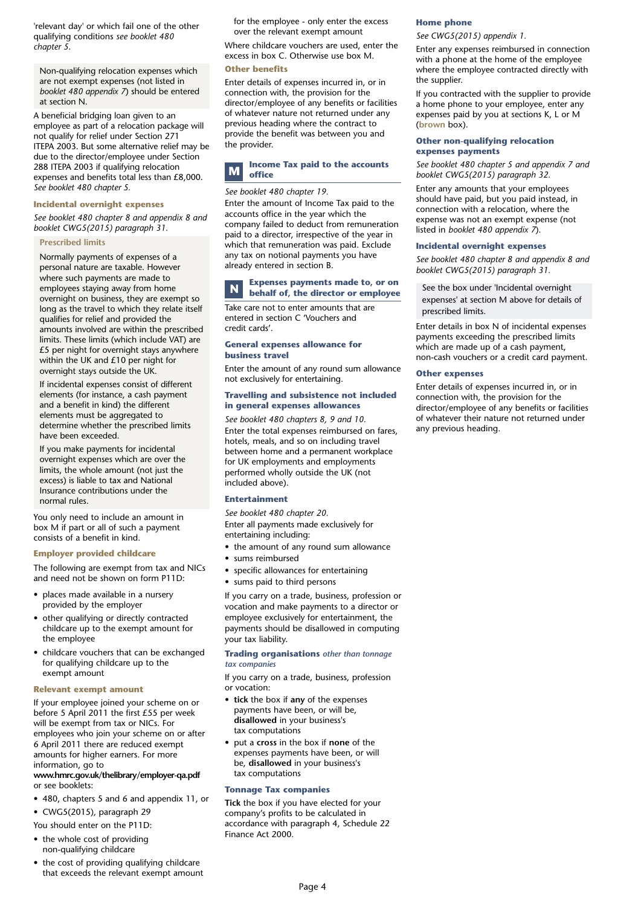'relevant day' or which fail one of the other qualifying conditions *see booklet 480 chapter 5.*

Non-qualifying relocation expenses which are not exempt expenses (not listed in *booklet 480 appendix 7*) should be entered at section N.

A beneficial bridging loan given to an employee as part of a relocation package will not qualify for relief under Section 271 ITEPA 2003. But some alternative relief may be due to the director/employee under Section 288 ITEPA 2003 if qualifying relocation expenses and benefits total less than £8,000. *See booklet 480 chapter 5.*

### Incidental overnight expenses

*See booklet 480 chapter 8 and appendix 8 and booklet CWG5(2015) paragraph 31.*

#### Prescribed limits

Normally payments of expenses of a personal nature are taxable. However where such payments are made to employees staying away from home overnight on business, they are exempt so long as the travel to which they relate itself qualifies for relief and provided the amounts involved are within the prescribed limits. These limits (which include VAT) are £5 per night for overnight stays anywhere within the UK and £10 per night for overnight stays outside the UK.

If incidental expenses consist of different elements (for instance, a cash payment and a benefit in kind) the different elements must be aggregated to determine whether the prescribed limits have been exceeded.

If you make payments for incidental overnight expenses which are over the limits, the whole amount (not just the excess) is liable to tax and National Insurance contributions under the normal rules.

You only need to include an amount in box M if part or all of such a payment consists of a benefit in kind.

### Employer provided childcare

The following are exempt from tax and NICs and need not be shown on form P11D:

- places made available in a nursery provided by the employer
- other qualifying or directly contracted childcare up to the exempt amount for the employee
- childcare vouchers that can be exchanged for qualifying childcare up to the exempt amount

### Relevant exempt amount

If your employee joined your scheme on or before 5 April 2011 the first £55 per week will be exempt from tax or NICs. For employees who join your scheme on or after 6 April 2011 there are reduced exempt amounts for higher earners. For more information, go to **www.hmrc.gov.uk/thelibrary/employer-qa.pdf** or see booklets:

- 480, chapters 5 and 6 and appendix 11, or
- CWG5(2015), paragraph 29

You should enter on the P11D:

- the whole cost of providing non-qualifying childcare
- the cost of providing qualifying childcare that exceeds the relevant exempt amount for the employee - only enter the excess over the relevant exempt amount

Where childcare vouchers are used, enter the excess in box C. Otherwise use box M.

### Other benefits

Enter details of expenses incurred in, or in connection with, the provision for the director/employee of any benefits or facilities of whatever nature not returned under any previous heading where the contract to provide the benefit was between you and the provider.

## M Income Tax paid to the accounts office

*See booklet 480 chapter 19.*

Enter the amount of Income Tax paid to the accounts office in the year which the company failed to deduct from remuneration paid to a director, irrespective of the year in which that remuneration was paid. Exclude any tax on notional payments you have already entered in section B.

## N Expenses payments made to, or on behalf of, the director or employee

Take care not to enter amounts that are entered in section C 'Vouchers and credit cards'.

### General expenses allowance for business travel

Enter the amount of any round sum allowance not exclusively for entertaining.

### Travelling and subsistence not included in general expenses allowances

*See booklet 480 chapters 8, 9 and 10.*

Enter the total expenses reimbursed on fares, hotels, meals, and so on including travel between home and a permanent workplace for UK employments and employments performed wholly outside the UK (not included above).

### Entertainment

*See booklet 480 chapter 20.*

Enter all payments made exclusively for entertaining including:

- the amount of any round sum allowance
- sums reimbursed
- specific allowances for entertaining
- sums paid to third persons

If you carry on a trade, business, profession or vocation and make payments to a director or employee exclusively for entertainment, the payments should be disallowed in computing your tax liability.

### Trading organisations *other than tonnage tax companies*

If you carry on a trade, business, profession or vocation:

- **tick** the box if **any** of the expenses payments have been, or will be, **disallowed** in your business's tax computations
- put a **cross** in the box if **none** of the expenses payments have been, or will be, **disallowed** in your business's tax computations

### Tonnage Tax companies

**Tick** the box if you have elected for your company's profits to be calculated in accordance with paragraph 4, Schedule 22 Finance Act 2000.

### Home phone

*See CWG5(2015) appendix 1.*

Enter any expenses reimbursed in connection with a phone at the home of the employee where the employee contracted directly with the supplier.

If you contracted with the supplier to provide a home phone to your employee, enter any expenses paid by you at sections K, L or M (**brown** box).

### Other non-qualifying relocation expenses payments

*See booklet 480 chapter 5 and appendix 7 and booklet CWG5(2015) paragraph 32.*

Enter any amounts that your employees should have paid, but you paid instead, in connection with a relocation, where the expense was not an exempt expense (not listed in *booklet 480 appendix 7*).

### Incidental overnight expenses

*See booklet 480 chapter 8 and appendix 8 and booklet CWG5(2015) paragraph 31.*

See the box under 'Incidental overnight expenses' at section M above for details of prescribed limits.

Enter details in box N of incidental expenses payments exceeding the prescribed limits which are made up of a cash payment, non-cash vouchers or a credit card payment.

### Other expenses

Enter details of expenses incurred in, or in connection with, the provision for the director/employee of any benefits or facilities of whatever their nature not returned under any previous heading.